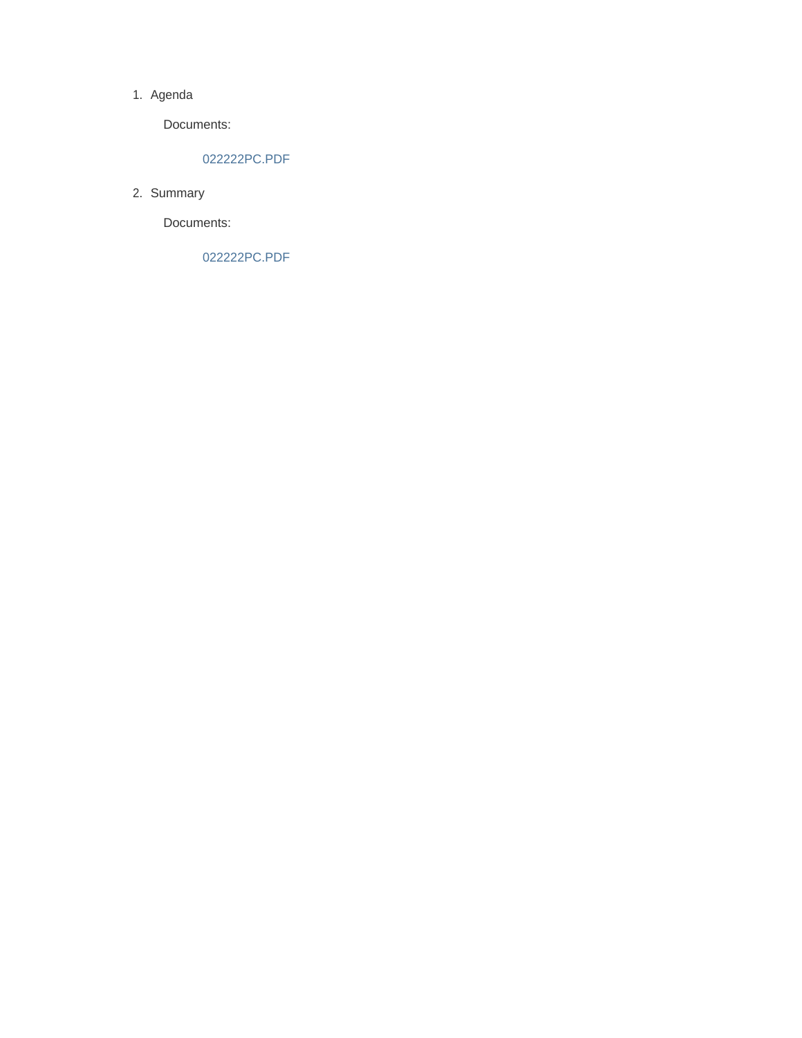1. Agenda

   Documents:

   022222PC.PDF

2. Summary

   Documents:

   022222PC.PDF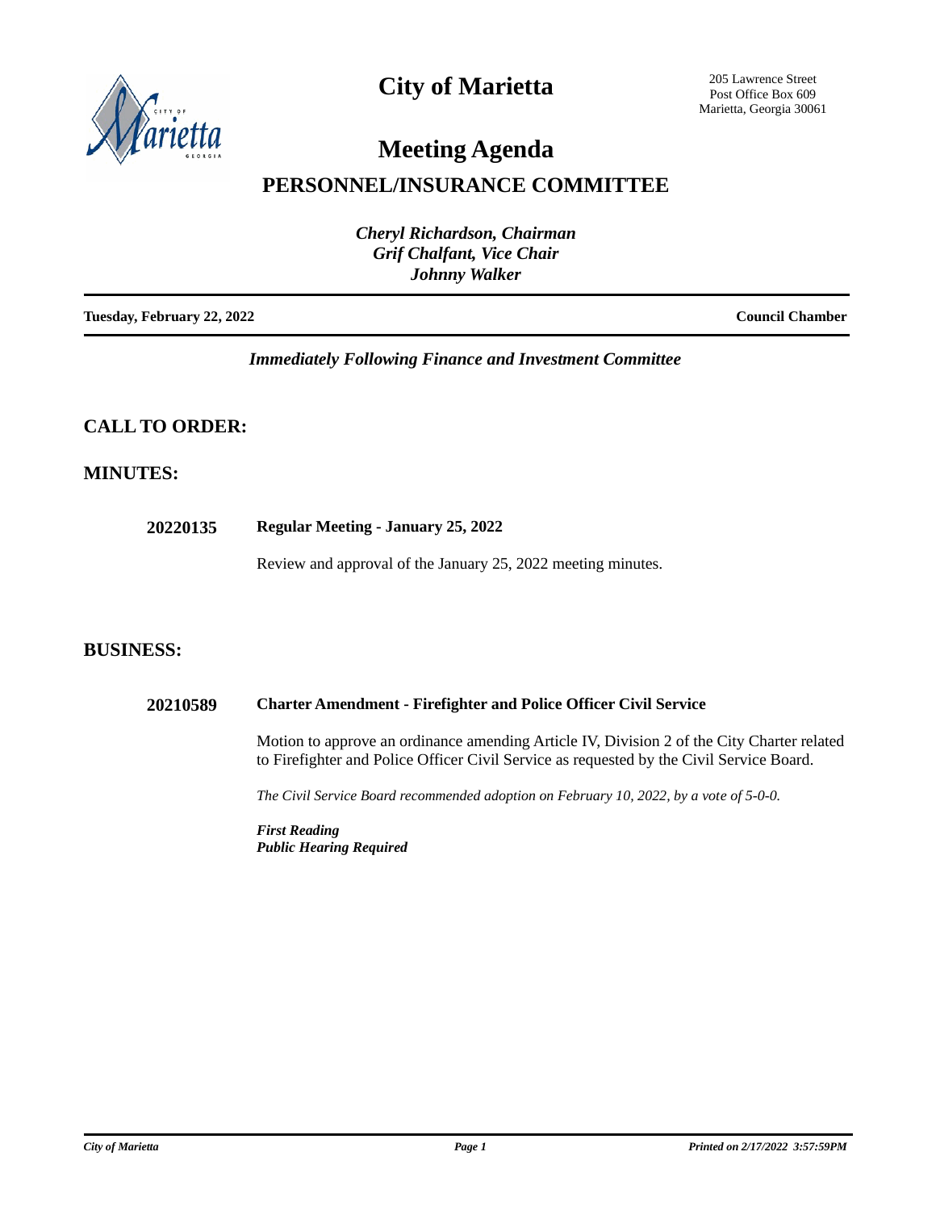# City of Marietta

205 Lawrence Street
Post Office Box 609
Marietta, Georgia 30061

# Meeting Agenda

## PERSONNEL/INSURANCE COMMITTEE

*Cheryl Richardson, Chairman*
*Grif Chalfant, Vice Chair*
*Johnny Walker*

**Tuesday, February 22, 2022** **Council Chamber**

*Immediately Following Finance and Investment Committee*

## CALL TO ORDER:

## MINUTES:

**20220135** **Regular Meeting - January 25, 2022**

Review and approval of the January 25, 2022 meeting minutes.

## BUSINESS:

**20210589** **Charter Amendment - Firefighter and Police Officer Civil Service**

Motion to approve an ordinance amending Article IV, Division 2 of the City Charter related to Firefighter and Police Officer Civil Service as requested by the Civil Service Board.

*The Civil Service Board recommended adoption on February 10, 2022, by a vote of 5-0-0.*

***First Reading***
***Public Hearing Required***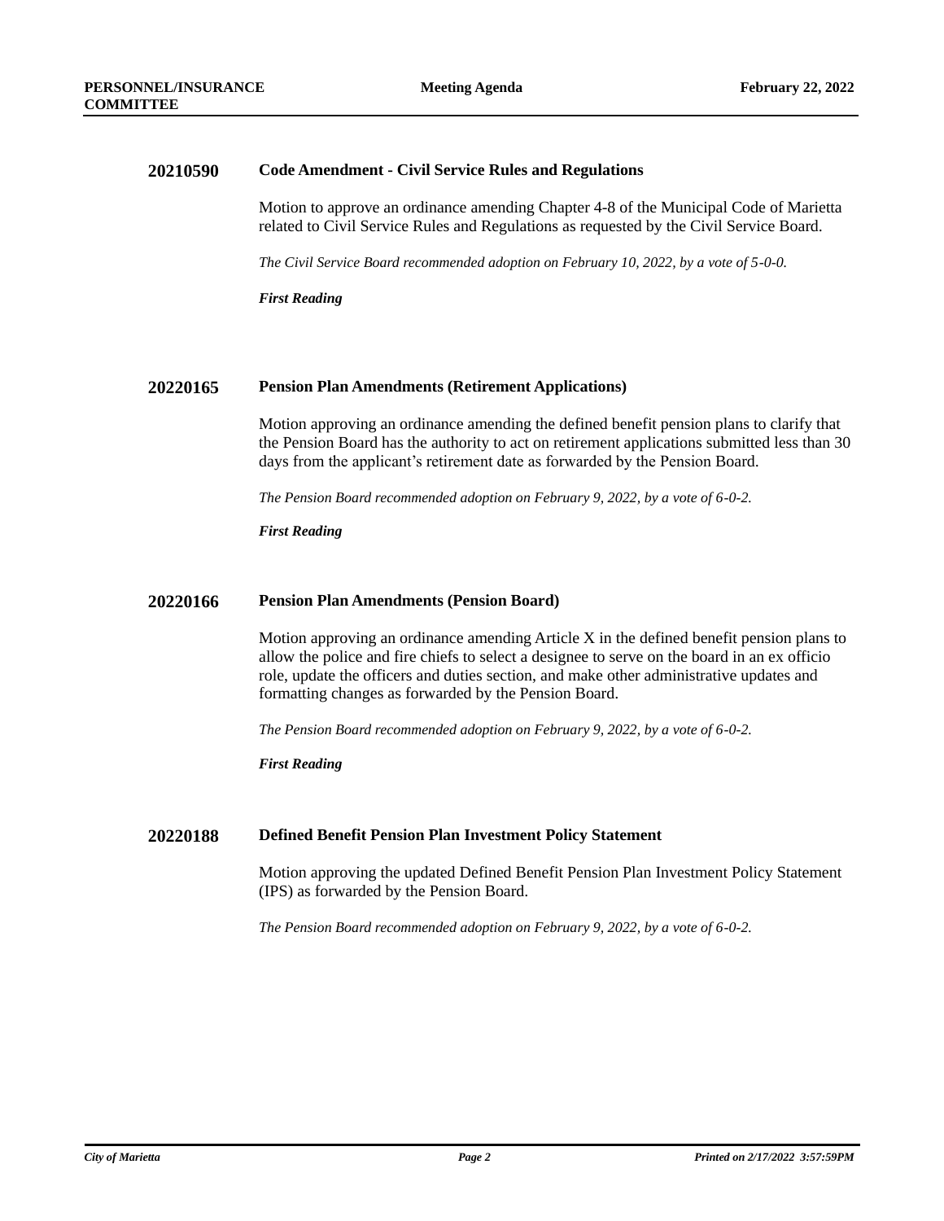### 20210590 Code Amendment - Civil Service Rules and Regulations

Motion to approve an ordinance amending Chapter 4-8 of the Municipal Code of Marietta related to Civil Service Rules and Regulations as requested by the Civil Service Board.

*The Civil Service Board recommended adoption on February 10, 2022, by a vote of 5-0-0.*

***First Reading***

### 20220165 Pension Plan Amendments (Retirement Applications)

Motion approving an ordinance amending the defined benefit pension plans to clarify that the Pension Board has the authority to act on retirement applications submitted less than 30 days from the applicant's retirement date as forwarded by the Pension Board.

*The Pension Board recommended adoption on February 9, 2022, by a vote of 6-0-2.*

***First Reading***

### 20220166 Pension Plan Amendments (Pension Board)

Motion approving an ordinance amending Article X in the defined benefit pension plans to allow the police and fire chiefs to select a designee to serve on the board in an ex officio role, update the officers and duties section, and make other administrative updates and formatting changes as forwarded by the Pension Board.

*The Pension Board recommended adoption on February 9, 2022, by a vote of 6-0-2.*

***First Reading***

### 20220188 Defined Benefit Pension Plan Investment Policy Statement

Motion approving the updated Defined Benefit Pension Plan Investment Policy Statement (IPS) as forwarded by the Pension Board.

*The Pension Board recommended adoption on February 9, 2022, by a vote of 6-0-2.*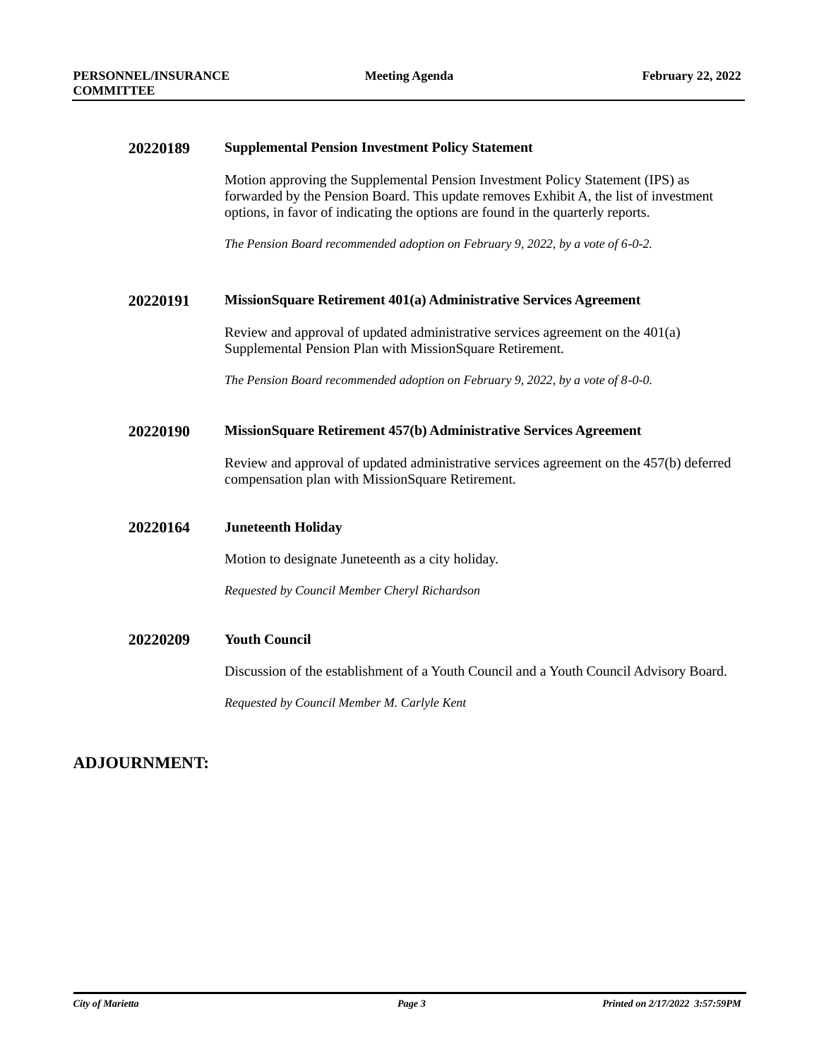**20220189** **Supplemental Pension Investment Policy Statement**

Motion approving the Supplemental Pension Investment Policy Statement (IPS) as forwarded by the Pension Board. This update removes Exhibit A, the list of investment options, in favor of indicating the options are found in the quarterly reports.

*The Pension Board recommended adoption on February 9, 2022, by a vote of 6-0-2.*

**20220191** **MissionSquare Retirement 401(a) Administrative Services Agreement**

Review and approval of updated administrative services agreement on the 401(a) Supplemental Pension Plan with MissionSquare Retirement.

*The Pension Board recommended adoption on February 9, 2022, by a vote of 8-0-0.*

**20220190** **MissionSquare Retirement 457(b) Administrative Services Agreement**

Review and approval of updated administrative services agreement on the 457(b) deferred compensation plan with MissionSquare Retirement.

**20220164** **Juneteenth Holiday**

Motion to designate Juneteenth as a city holiday.

*Requested by Council Member Cheryl Richardson*

**20220209** **Youth Council**

Discussion of the establishment of a Youth Council and a Youth Council Advisory Board.

*Requested by Council Member M. Carlyle Kent*

## ADJOURNMENT: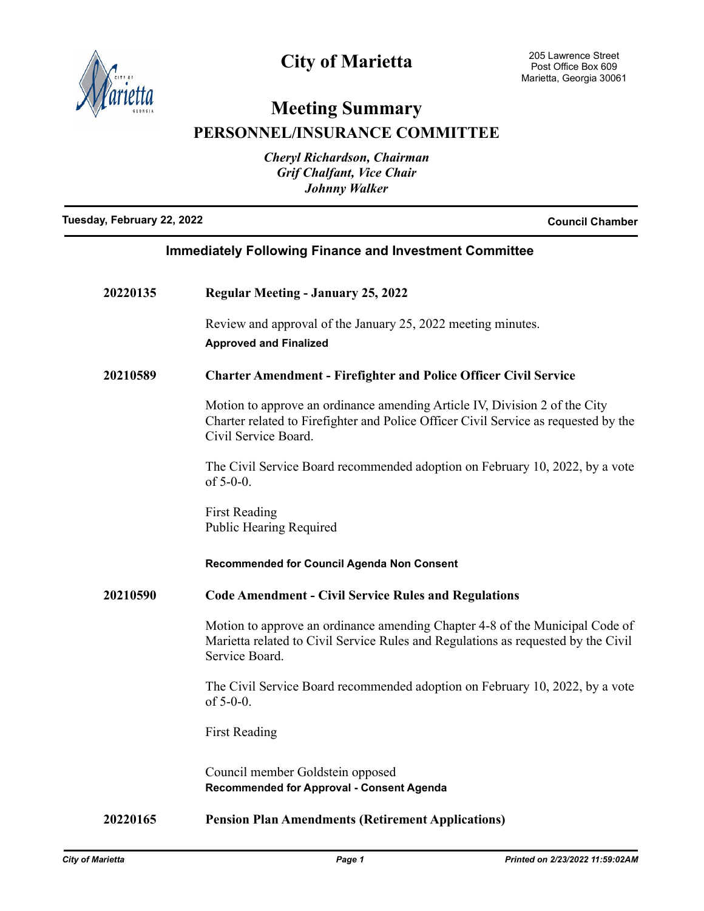# City of Marietta

205 Lawrence Street
Post Office Box 609
Marietta, Georgia 30061

## Meeting Summary

## PERSONNEL/INSURANCE COMMITTEE

*Cheryl Richardson, Chairman*
*Grif Chalfant, Vice Chair*
*Johnny Walker*

**Tuesday, February 22, 2022** — **Council Chamber**

### Immediately Following Finance and Investment Committee

**20220135 — Regular Meeting - January 25, 2022**

Review and approval of the January 25, 2022 meeting minutes.

**Approved and Finalized**

**20210589 — Charter Amendment - Firefighter and Police Officer Civil Service**

Motion to approve an ordinance amending Article IV, Division 2 of the City Charter related to Firefighter and Police Officer Civil Service as requested by the Civil Service Board.

The Civil Service Board recommended adoption on February 10, 2022, by a vote of 5-0-0.

First Reading
Public Hearing Required

**Recommended for Council Agenda Non Consent**

**20210590 — Code Amendment - Civil Service Rules and Regulations**

Motion to approve an ordinance amending Chapter 4-8 of the Municipal Code of Marietta related to Civil Service Rules and Regulations as requested by the Civil Service Board.

The Civil Service Board recommended adoption on February 10, 2022, by a vote of 5-0-0.

First Reading

Council member Goldstein opposed

**Recommended for Approval - Consent Agenda**

**20220165 — Pension Plan Amendments (Retirement Applications)**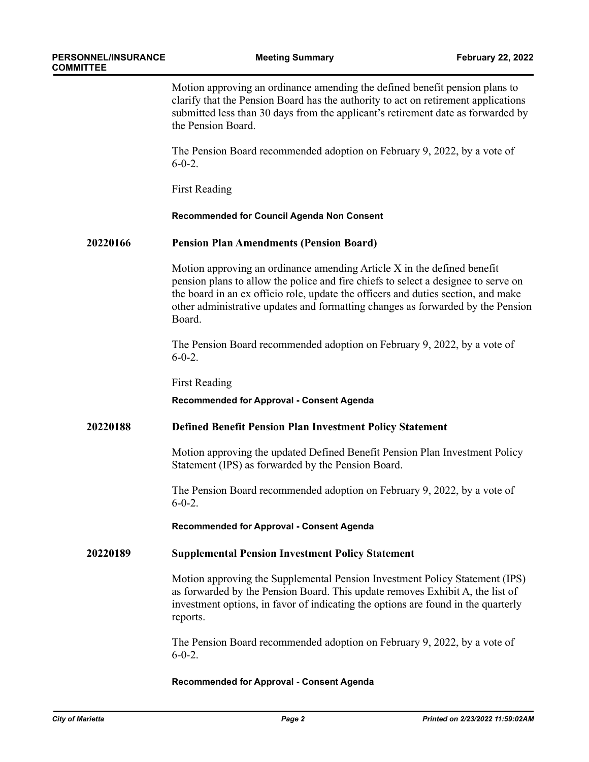Motion approving an ordinance amending the defined benefit pension plans to clarify that the Pension Board has the authority to act on retirement applications submitted less than 30 days from the applicant's retirement date as forwarded by the Pension Board.

The Pension Board recommended adoption on February 9, 2022, by a vote of 6-0-2.

First Reading

**Recommended for Council Agenda Non Consent**

**20220166 Pension Plan Amendments (Pension Board)**

Motion approving an ordinance amending Article X in the defined benefit pension plans to allow the police and fire chiefs to select a designee to serve on the board in an ex officio role, update the officers and duties section, and make other administrative updates and formatting changes as forwarded by the Pension Board.

The Pension Board recommended adoption on February 9, 2022, by a vote of 6-0-2.

First Reading

**Recommended for Approval - Consent Agenda**

**20220188 Defined Benefit Pension Plan Investment Policy Statement**

Motion approving the updated Defined Benefit Pension Plan Investment Policy Statement (IPS) as forwarded by the Pension Board.

The Pension Board recommended adoption on February 9, 2022, by a vote of 6-0-2.

**Recommended for Approval - Consent Agenda**

**20220189 Supplemental Pension Investment Policy Statement**

Motion approving the Supplemental Pension Investment Policy Statement (IPS) as forwarded by the Pension Board. This update removes Exhibit A, the list of investment options, in favor of indicating the options are found in the quarterly reports.

The Pension Board recommended adoption on February 9, 2022, by a vote of 6-0-2.

**Recommended for Approval - Consent Agenda**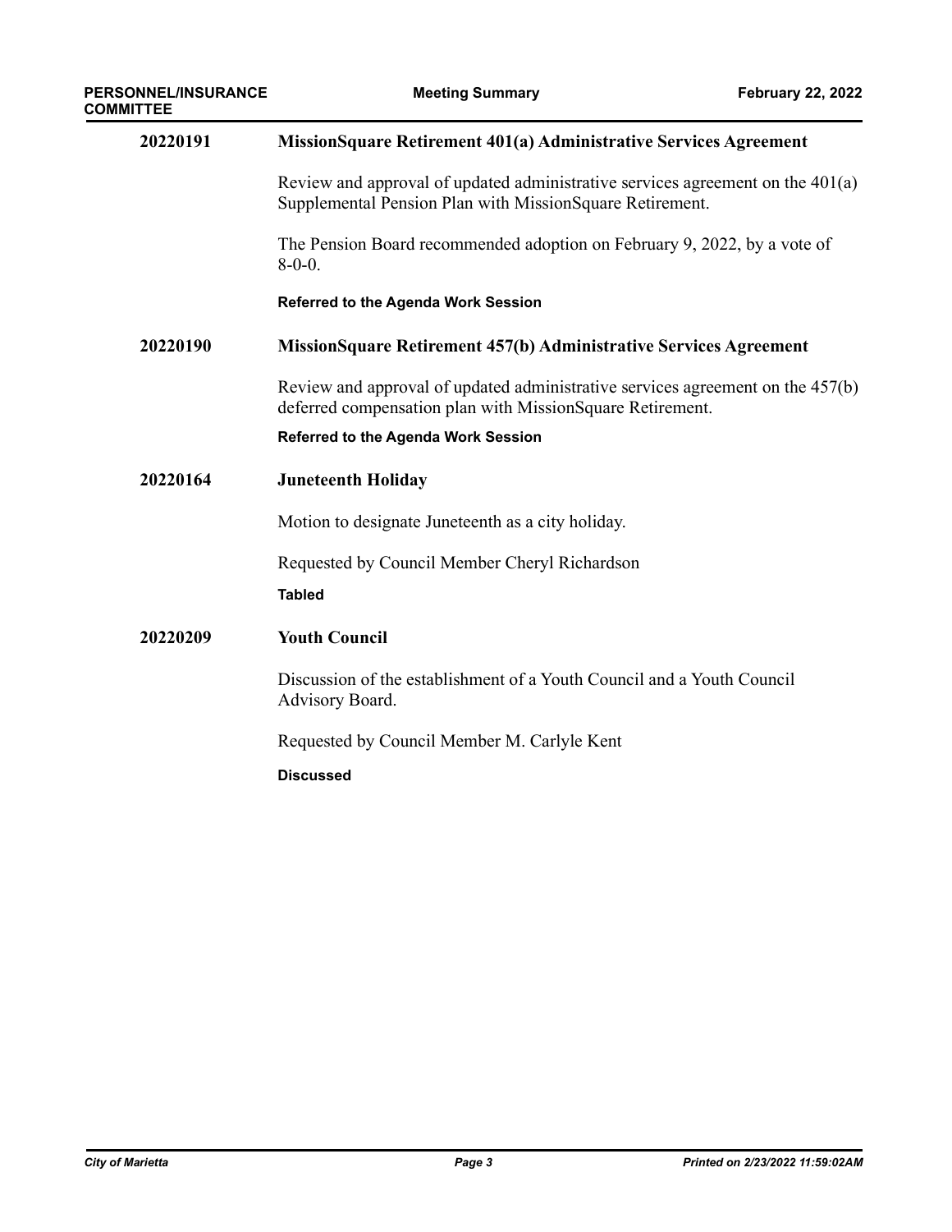**20220191** **MissionSquare Retirement 401(a) Administrative Services Agreement**

Review and approval of updated administrative services agreement on the 401(a) Supplemental Pension Plan with MissionSquare Retirement.

The Pension Board recommended adoption on February 9, 2022, by a vote of 8-0-0.

**Referred to the Agenda Work Session**

**20220190** **MissionSquare Retirement 457(b) Administrative Services Agreement**

Review and approval of updated administrative services agreement on the 457(b) deferred compensation plan with MissionSquare Retirement.

**Referred to the Agenda Work Session**

**20220164** **Juneteenth Holiday**

Motion to designate Juneteenth as a city holiday.

Requested by Council Member Cheryl Richardson

**Tabled**

**20220209** **Youth Council**

Discussion of the establishment of a Youth Council and a Youth Council Advisory Board.

Requested by Council Member M. Carlyle Kent

**Discussed**